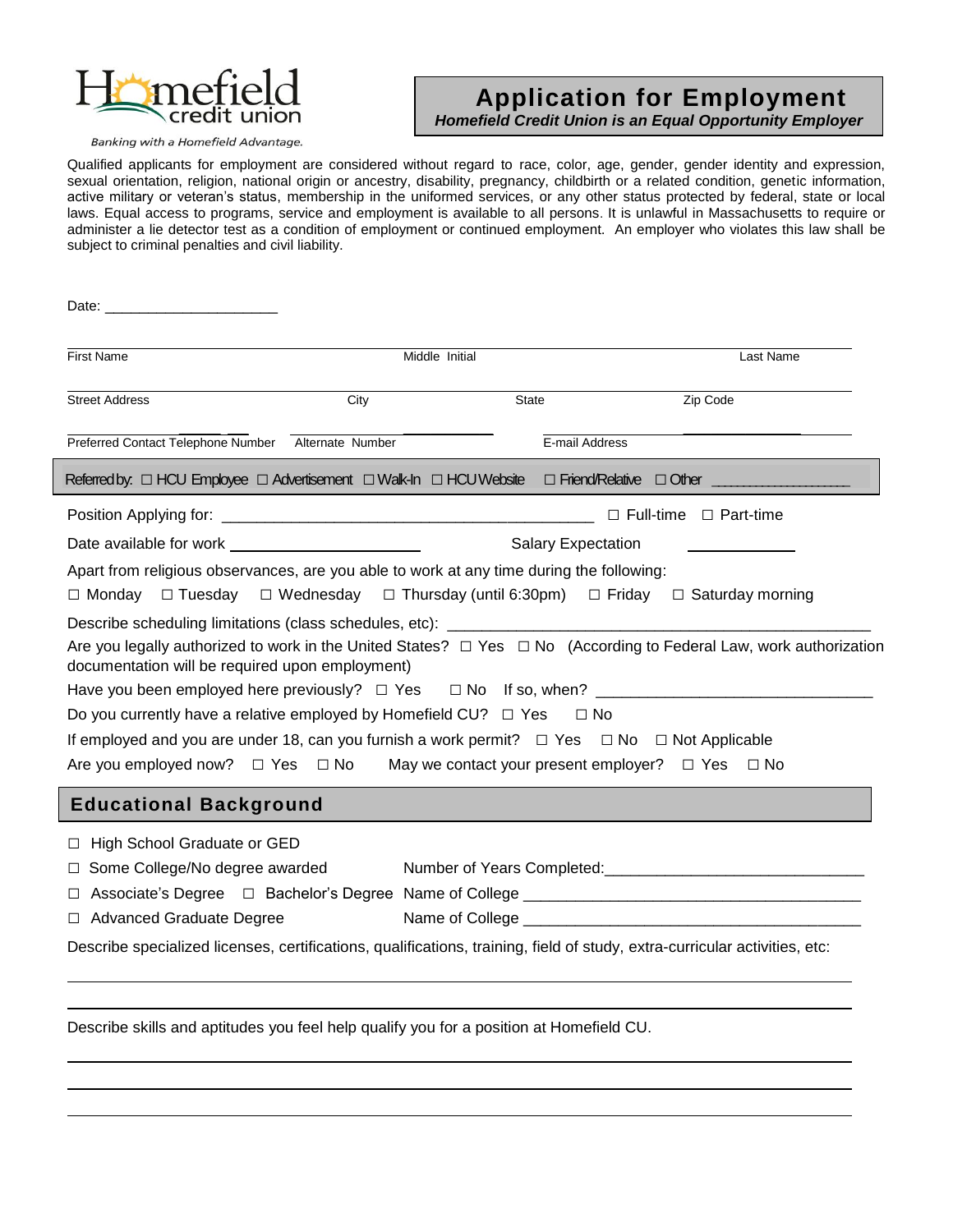Homefield credit union

Banking with a Homefield Advantage.

# Application for Employment

***Homefield Credit Union is an Equal Opportunity Employer***

Qualified applicants for employment are considered without regard to race, color, age, gender, gender identity and expression, sexual orientation, religion, national origin or ancestry, disability, pregnancy, childbirth or a related condition, genetic information, active military or veteran's status, membership in the uniformed services, or any other status protected by federal, state or local laws. Equal access to programs, service and employment is available to all persons. It is unlawful in Massachusetts to require or administer a lie detector test as a condition of employment or continued employment. An employer who violates this law shall be subject to criminal penalties and civil liability.

Date: _____________________

First Name ______________ Middle Initial ______________ Last Name ______________

Street Address ______________ City ______________ State ______________ Zip Code ______________

Preferred Contact Telephone Number ______________ Alternate Number ______________ E-mail Address ______________

Referred by: ☐ HCU Employee ☐ Advertisement ☐ Walk-In ☐ HCU Website ☐ Friend/Relative ☐ Other ______________

Position Applying for: ____________________________________________ ☐ Full-time ☐ Part-time

Date available for work ______________________ Salary Expectation ____________

Apart from religious observances, are you able to work at any time during the following:

☐ Monday ☐ Tuesday ☐ Wednesday ☐ Thursday (until 6:30pm) ☐ Friday ☐ Saturday morning

Describe scheduling limitations (class schedules, etc): ______________________________________________

Are you legally authorized to work in the United States? ☐ Yes ☐ No (According to Federal Law, work authorization documentation will be required upon employment)

Have you been employed here previously? ☐ Yes ☐ No If so, when? ________________________________

Do you currently have a relative employed by Homefield CU? ☐ Yes ☐ No

If employed and you are under 18, can you furnish a work permit? ☐ Yes ☐ No ☐ Not Applicable

Are you employed now? ☐ Yes ☐ No May we contact your present employer? ☐ Yes ☐ No

## Educational Background

☐ High School Graduate or GED

☐ Some College/No degree awarded Number of Years Completed: ____________________________

☐ Associate's Degree ☐ Bachelor's Degree Name of College ______________________________________

☐ Advanced Graduate Degree Name of College ______________________________________

Describe specialized licenses, certifications, qualifications, training, field of study, extra-curricular activities, etc:

______________________________________________________________________________

______________________________________________________________________________

Describe skills and aptitudes you feel help qualify you for a position at Homefield CU.

______________________________________________________________________________

______________________________________________________________________________

______________________________________________________________________________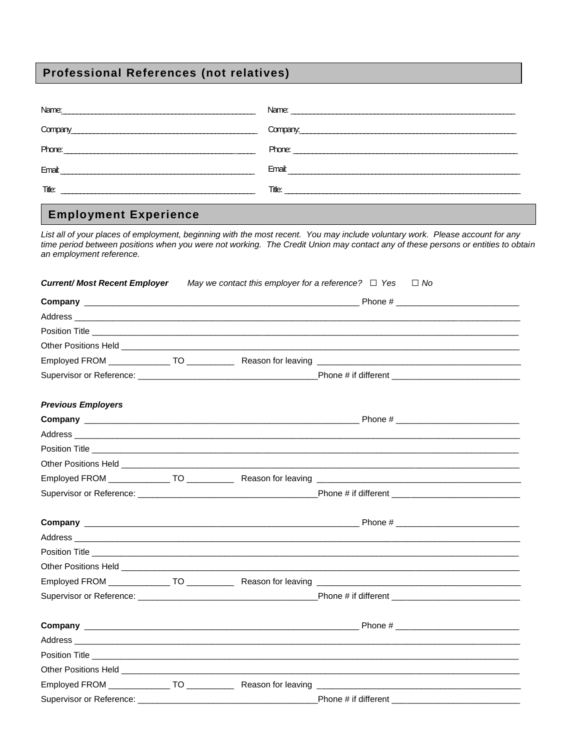## Professional References (not relatives)

| | |
|---|---|
| Name: ______________________________ | Name: ______________________________ |
| Company ______________________________ | Company: ______________________________ |
| Phone: ______________________________ | Phone: ______________________________ |
| Email: ______________________________ | Email: ______________________________ |
| Title: ______________________________ | Title: ______________________________ |

## Employment Experience

*List all of your places of employment, beginning with the most recent. You may include voluntary work. Please account for any time period between positions when you were not working. The Credit Union may contact any of these persons or entities to obtain an employment reference.*

***Current/ Most Recent Employer*** *May we contact this employer for a reference?* ☐ *Yes* ☐ *No*

**Company** ______________________________ Phone # ______________________

Address ______________________________________________________________

Position Title ___________________________________________________________

Other Positions Held _____________________________________________________

Employed FROM ____________ TO __________ Reason for leaving _____________________

Supervisor or Reference: ______________________________ Phone # if different ______________________

***Previous Employers***

**Company** ______________________________ Phone # ______________________

Address ______________________________________________________________

Position Title ___________________________________________________________

Other Positions Held _____________________________________________________

Employed FROM ____________ TO __________ Reason for leaving _____________________

Supervisor or Reference: ______________________________ Phone # if different ______________________

**Company** ______________________________ Phone # ______________________

Address ______________________________________________________________

Position Title ___________________________________________________________

Other Positions Held _____________________________________________________

Employed FROM ____________ TO __________ Reason for leaving _____________________

Supervisor or Reference: ______________________________ Phone # if different ______________________

**Company** ______________________________ Phone # ______________________

Address ______________________________________________________________

Position Title ___________________________________________________________

Other Positions Held _____________________________________________________

Employed FROM ____________ TO __________ Reason for leaving _____________________

Supervisor or Reference: ______________________________ Phone # if different ______________________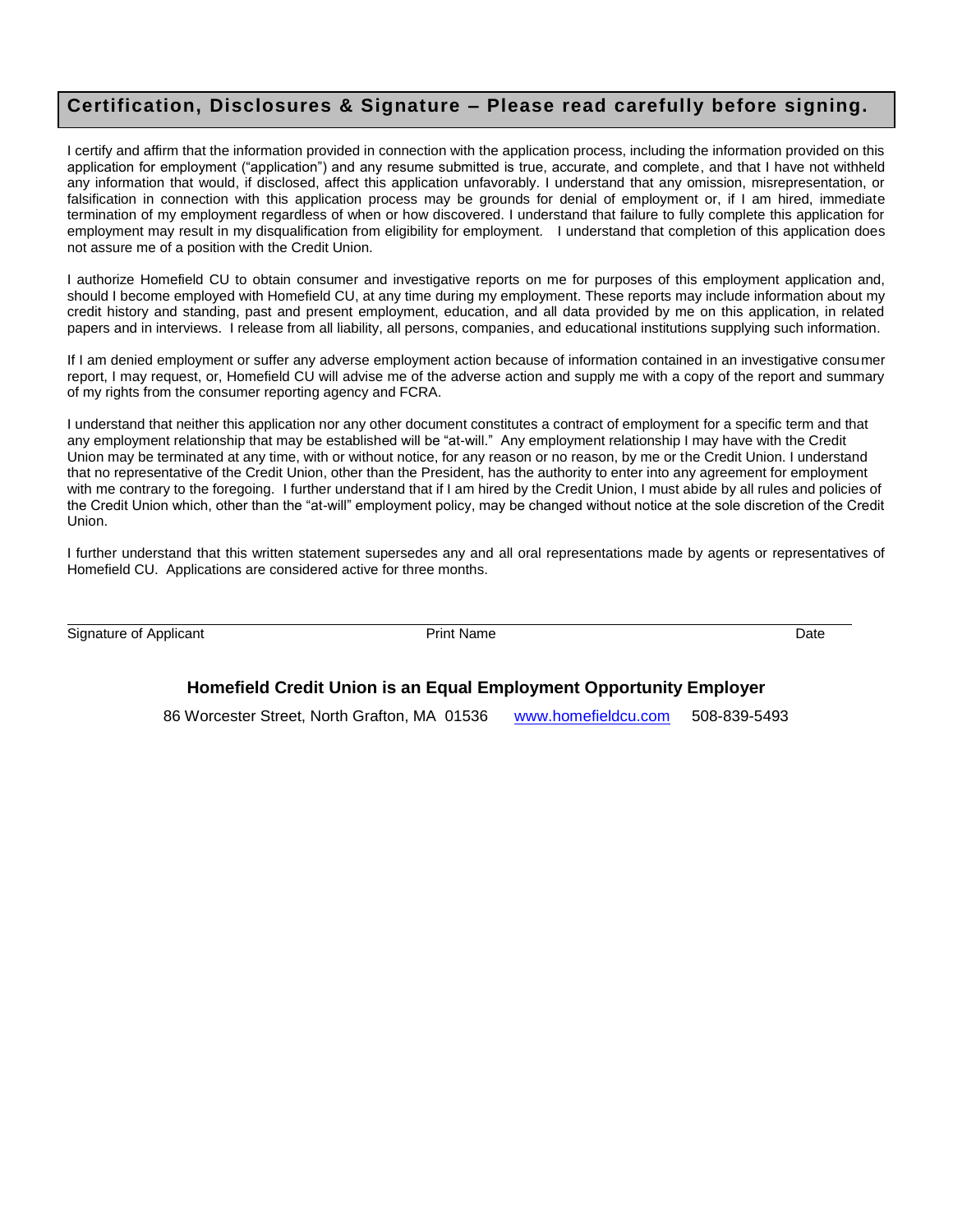## Certification, Disclosures & Signature – Please read carefully before signing.

I certify and affirm that the information provided in connection with the application process, including the information provided on this application for employment ("application") and any resume submitted is true, accurate, and complete, and that I have not withheld any information that would, if disclosed, affect this application unfavorably. I understand that any omission, misrepresentation, or falsification in connection with this application process may be grounds for denial of employment or, if I am hired, immediate termination of my employment regardless of when or how discovered. I understand that failure to fully complete this application for employment may result in my disqualification from eligibility for employment. I understand that completion of this application does not assure me of a position with the Credit Union.

I authorize Homefield CU to obtain consumer and investigative reports on me for purposes of this employment application and, should I become employed with Homefield CU, at any time during my employment. These reports may include information about my credit history and standing, past and present employment, education, and all data provided by me on this application, in related papers and in interviews. I release from all liability, all persons, companies, and educational institutions supplying such information.

If I am denied employment or suffer any adverse employment action because of information contained in an investigative consumer report, I may request, or, Homefield CU will advise me of the adverse action and supply me with a copy of the report and summary of my rights from the consumer reporting agency and FCRA.

I understand that neither this application nor any other document constitutes a contract of employment for a specific term and that any employment relationship that may be established will be "at-will." Any employment relationship I may have with the Credit Union may be terminated at any time, with or without notice, for any reason or no reason, by me or the Credit Union. I understand that no representative of the Credit Union, other than the President, has the authority to enter into any agreement for employment with me contrary to the foregoing. I further understand that if I am hired by the Credit Union, I must abide by all rules and policies of the Credit Union which, other than the "at-will" employment policy, may be changed without notice at the sole discretion of the Credit Union.

I further understand that this written statement supersedes any and all oral representations made by agents or representatives of Homefield CU. Applications are considered active for three months.

Signature of Applicant ____________________ Print Name ____________________ Date ____________

**Homefield Credit Union is an Equal Employment Opportunity Employer**

86 Worcester Street, North Grafton, MA 01536 www.homefieldcu.com 508-839-5493